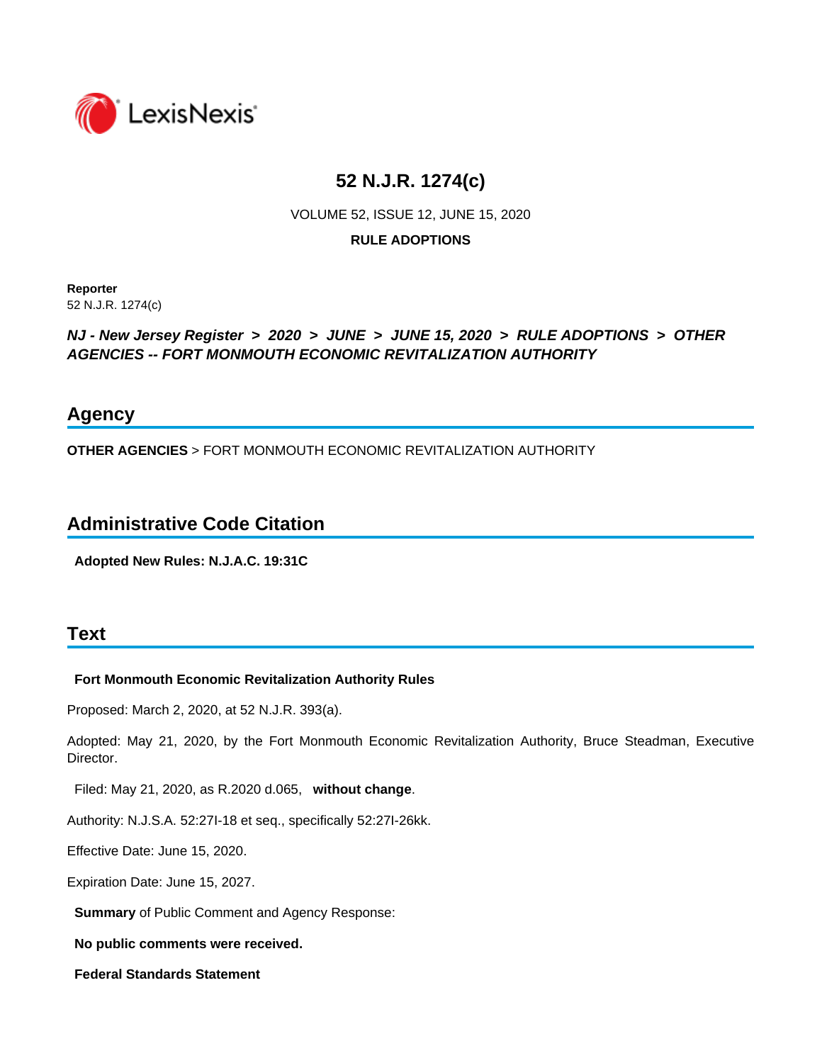# 52 N.J.R. 1274(c)

VOLUME 52, ISSUE 12, JUNE 15, 2020

**RULE ADOPTIONS**

**Reporter**

52 N.J.R. 1274(c)

***NJ - New Jersey Register > 2020 > JUNE > JUNE 15, 2020 > RULE ADOPTIONS > OTHER AGENCIES -- FORT MONMOUTH ECONOMIC REVITALIZATION AUTHORITY***

## Agency

**OTHER AGENCIES** > FORT MONMOUTH ECONOMIC REVITALIZATION AUTHORITY

## Administrative Code Citation

**Adopted New Rules: N.J.A.C. 19:31C**

## Text

**Fort Monmouth Economic Revitalization Authority Rules**

Proposed: March 2, 2020, at 52 N.J.R. 393(a).

Adopted: May 21, 2020, by the Fort Monmouth Economic Revitalization Authority, Bruce Steadman, Executive Director.

Filed: May 21, 2020, as R.2020 d.065, **without change**.

Authority: N.J.S.A. 52:27I-18 et seq., specifically 52:27I-26kk.

Effective Date: June 15, 2020.

Expiration Date: June 15, 2027.

**Summary** of Public Comment and Agency Response:

**No public comments were received.**

**Federal Standards Statement**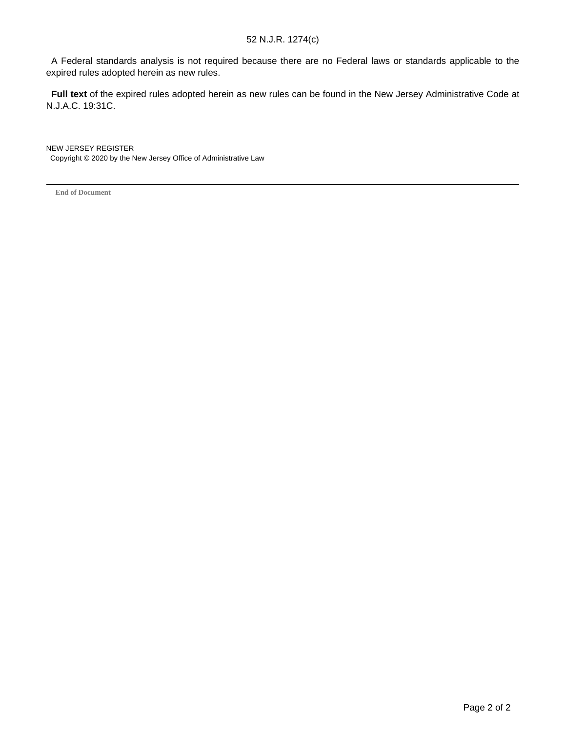A Federal standards analysis is not required because there are no Federal laws or standards applicable to the expired rules adopted herein as new rules.

**Full text** of the expired rules adopted herein as new rules can be found in the New Jersey Administrative Code at N.J.A.C. 19:31C.

NEW JERSEY REGISTER
Copyright © 2020 by the New Jersey Office of Administrative Law

End of Document